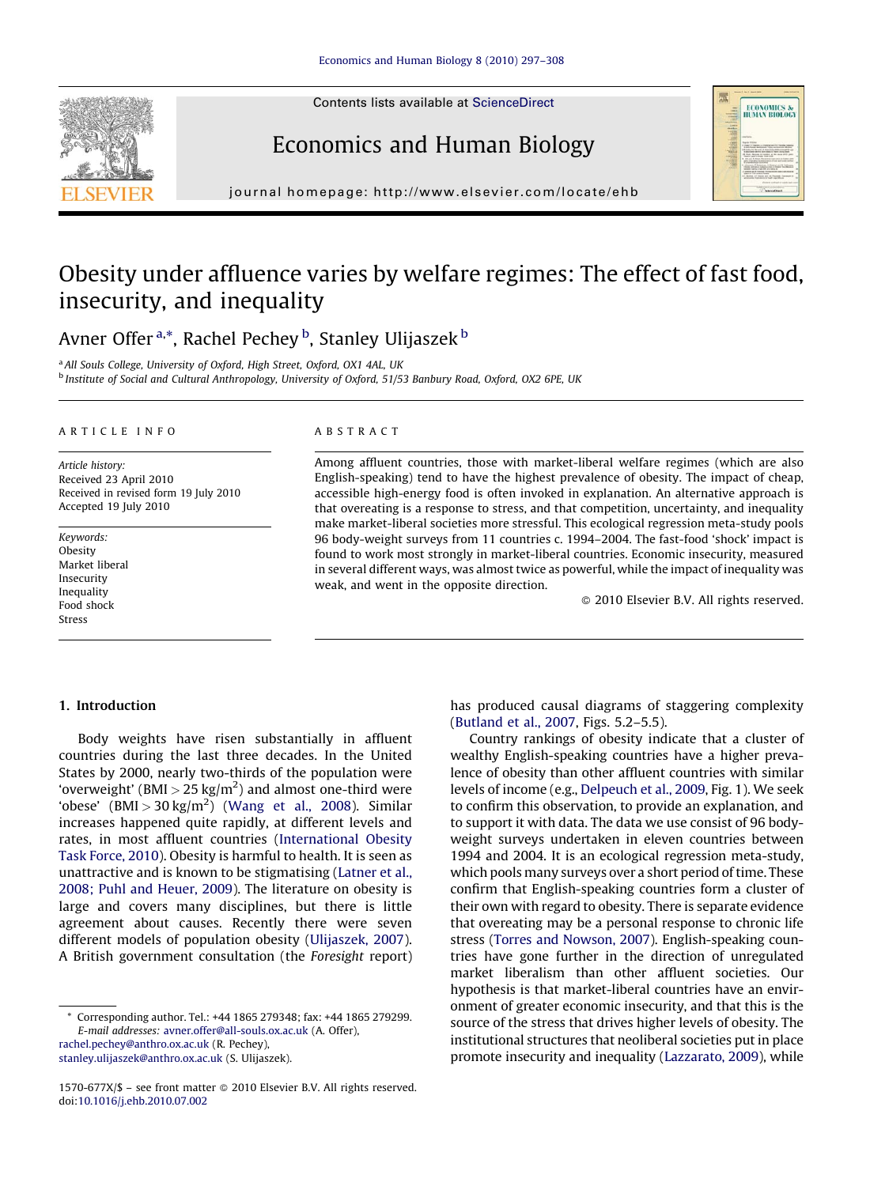# Obesity under affluence varies by welfare regimes: The effect of fast food, insecurity, and inequality

Avner Offer [a,*], Rachel Pechey [b], Stanley Ulijaszek [b]

[a] All Souls College, University of Oxford, High Street, Oxford, OX1 4AL, UK

[b] Institute of Social and Cultural Anthropology, University of Oxford, 51/53 Banbury Road, Oxford, OX2 6PE, UK

ARTICLE INFO

*Article history:*
Received 23 April 2010
Received in revised form 19 July 2010
Accepted 19 July 2010

*Keywords:*
Obesity
Market liberal
Insecurity
Inequality
Food shock
Stress

ABSTRACT

Among affluent countries, those with market-liberal welfare regimes (which are also English-speaking) tend to have the highest prevalence of obesity. The impact of cheap, accessible high-energy food is often invoked in explanation. An alternative approach is that overeating is a response to stress, and that competition, uncertainty, and inequality make market-liberal societies more stressful. This ecological regression meta-study pools 96 body-weight surveys from 11 countries c. 1994–2004. The fast-food 'shock' impact is found to work most strongly in market-liberal countries. Economic insecurity, measured in several different ways, was almost twice as powerful, while the impact of inequality was weak, and went in the opposite direction.

© 2010 Elsevier B.V. All rights reserved.

## 1. Introduction

Body weights have risen substantially in affluent countries during the last three decades. In the United States by 2000, nearly two-thirds of the population were 'overweight' (BMI > 25 kg/m$^2$) and almost one-third were 'obese' (BMI > 30 kg/m$^2$) (Wang et al., 2008). Similar increases happened quite rapidly, at different levels and rates, in most affluent countries (International Obesity Task Force, 2010). Obesity is harmful to health. It is seen as unattractive and is known to be stigmatising (Latner et al., 2008; Puhl and Heuer, 2009). The literature on obesity is large and covers many disciplines, but there is little agreement about causes. Recently there were seven different models of population obesity (Ulijaszek, 2007). A British government consultation (the *Foresight* report) has produced causal diagrams of staggering complexity (Butland et al., 2007, Figs. 5.2–5.5).

Country rankings of obesity indicate that a cluster of wealthy English-speaking countries have a higher prevalence of obesity than other affluent countries with similar levels of income (e.g., Delpeuch et al., 2009, Fig. 1). We seek to confirm this observation, to provide an explanation, and to support it with data. The data we use consist of 96 body-weight surveys undertaken in eleven countries between 1994 and 2004. It is an ecological regression meta-study, which pools many surveys over a short period of time. These confirm that English-speaking countries form a cluster of their own with regard to obesity. There is separate evidence that overeating may be a personal response to chronic life stress (Torres and Nowson, 2007). English-speaking countries have gone further in the direction of unregulated market liberalism than other affluent societies. Our hypothesis is that market-liberal countries have an environment of greater economic insecurity, and that this is the source of the stress that drives higher levels of obesity. The institutional structures that neoliberal societies put in place promote insecurity and inequality (Lazzarato, 2009), while

* Corresponding author. Tel.: +44 1865 279348; fax: +44 1865 279299.
*E-mail addresses:* avner.offer@all-souls.ox.ac.uk (A. Offer), rachel.pechey@anthro.ox.ac.uk (R. Pechey), stanley.ulijaszek@anthro.ox.ac.uk (S. Ulijaszek).

1570-677X/$ – see front matter © 2010 Elsevier B.V. All rights reserved.
doi:10.1016/j.ehb.2010.07.002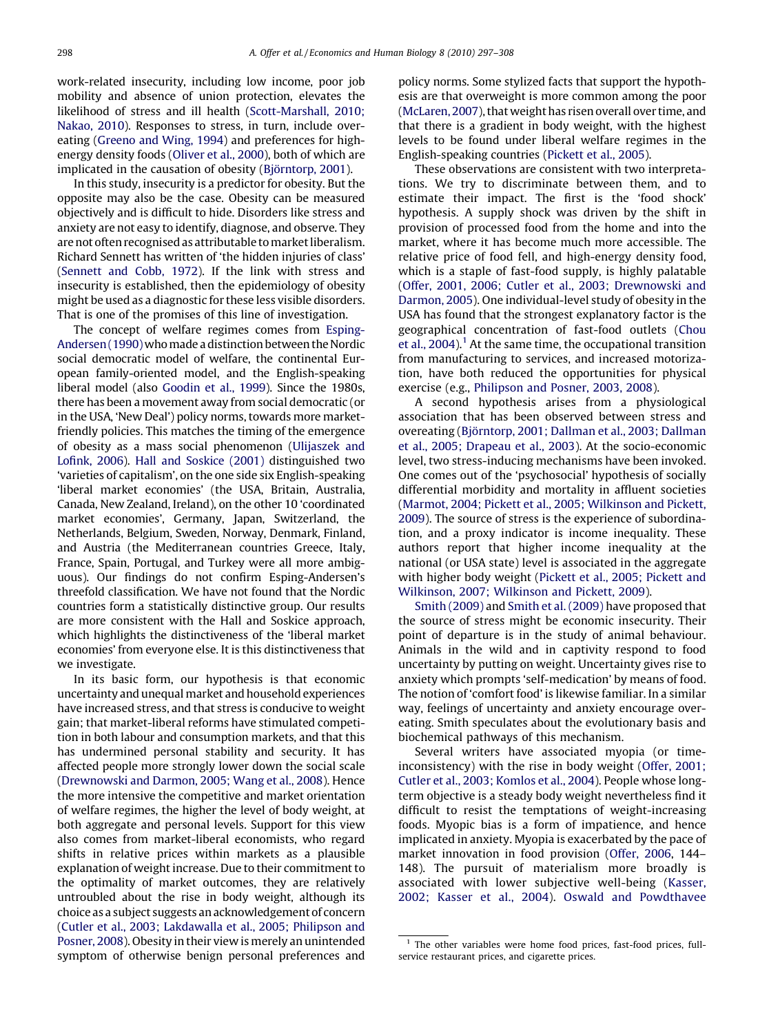work-related insecurity, including low income, poor job mobility and absence of union protection, elevates the likelihood of stress and ill health (Scott-Marshall, 2010; Nakao, 2010). Responses to stress, in turn, include overeating (Greeno and Wing, 1994) and preferences for high-energy density foods (Oliver et al., 2000), both of which are implicated in the causation of obesity (Björntorp, 2001).

In this study, insecurity is a predictor for obesity. But the opposite may also be the case. Obesity can be measured objectively and is difficult to hide. Disorders like stress and anxiety are not easy to identify, diagnose, and observe. They are not often recognised as attributable to market liberalism. Richard Sennett has written of 'the hidden injuries of class' (Sennett and Cobb, 1972). If the link with stress and insecurity is established, then the epidemiology of obesity might be used as a diagnostic for these less visible disorders. That is one of the promises of this line of investigation.

The concept of welfare regimes comes from Esping-Andersen (1990) who made a distinction between the Nordic social democratic model of welfare, the continental European family-oriented model, and the English-speaking liberal model (also Goodin et al., 1999). Since the 1980s, there has been a movement away from social democratic (or in the USA, 'New Deal') policy norms, towards more market-friendly policies. This matches the timing of the emergence of obesity as a mass social phenomenon (Ulijaszek and Lofink, 2006). Hall and Soskice (2001) distinguished two 'varieties of capitalism', on the one side six English-speaking 'liberal market economies' (the USA, Britain, Australia, Canada, New Zealand, Ireland), on the other 10 'coordinated market economies', Germany, Japan, Switzerland, the Netherlands, Belgium, Sweden, Norway, Denmark, Finland, and Austria (the Mediterranean countries Greece, Italy, France, Spain, Portugal, and Turkey were all more ambiguous). Our findings do not confirm Esping-Andersen's threefold classification. We have not found that the Nordic countries form a statistically distinctive group. Our results are more consistent with the Hall and Soskice approach, which highlights the distinctiveness of the 'liberal market economies' from everyone else. It is this distinctiveness that we investigate.

In its basic form, our hypothesis is that economic uncertainty and unequal market and household experiences have increased stress, and that stress is conducive to weight gain; that market-liberal reforms have stimulated competition in both labour and consumption markets, and that this has undermined personal stability and security. It has affected people more strongly lower down the social scale (Drewnowski and Darmon, 2005; Wang et al., 2008). Hence the more intensive the competitive and market orientation of welfare regimes, the higher the level of body weight, at both aggregate and personal levels. Support for this view also comes from market-liberal economists, who regard shifts in relative prices within markets as a plausible explanation of weight increase. Due to their commitment to the optimality of market outcomes, they are relatively untroubled about the rise in body weight, although its choice as a subject suggests an acknowledgement of concern (Cutler et al., 2003; Lakdawalla et al., 2005; Philipson and Posner, 2008). Obesity in their view is merely an unintended symptom of otherwise benign personal preferences and policy norms. Some stylized facts that support the hypothesis are that overweight is more common among the poor (McLaren, 2007), that weight has risen overall over time, and that there is a gradient in body weight, with the highest levels to be found under liberal welfare regimes in the English-speaking countries (Pickett et al., 2005).

These observations are consistent with two interpretations. We try to discriminate between them, and to estimate their impact. The first is the 'food shock' hypothesis. A supply shock was driven by the shift in provision of processed food from the home and into the market, where it has become much more accessible. The relative price of food fell, and high-energy density food, which is a staple of fast-food supply, is highly palatable (Offer, 2001, 2006; Cutler et al., 2003; Drewnowski and Darmon, 2005). One individual-level study of obesity in the USA has found that the strongest explanatory factor is the geographical concentration of fast-food outlets (Chou et al., 2004).[1] At the same time, the occupational transition from manufacturing to services, and increased motorization, have both reduced the opportunities for physical exercise (e.g., Philipson and Posner, 2003, 2008).

A second hypothesis arises from a physiological association that has been observed between stress and overeating (Björntorp, 2001; Dallman et al., 2003; Dallman et al., 2005; Drapeau et al., 2003). At the socio-economic level, two stress-inducing mechanisms have been invoked. One comes out of the 'psychosocial' hypothesis of socially differential morbidity and mortality in affluent societies (Marmot, 2004; Pickett et al., 2005; Wilkinson and Pickett, 2009). The source of stress is the experience of subordination, and a proxy indicator is income inequality. These authors report that higher income inequality at the national (or USA state) level is associated in the aggregate with higher body weight (Pickett et al., 2005; Pickett and Wilkinson, 2007; Wilkinson and Pickett, 2009).

Smith (2009) and Smith et al. (2009) have proposed that the source of stress might be economic insecurity. Their point of departure is in the study of animal behaviour. Animals in the wild and in captivity respond to food uncertainty by putting on weight. Uncertainty gives rise to anxiety which prompts 'self-medication' by means of food. The notion of 'comfort food' is likewise familiar. In a similar way, feelings of uncertainty and anxiety encourage overeating. Smith speculates about the evolutionary basis and biochemical pathways of this mechanism.

Several writers have associated myopia (or time-inconsistency) with the rise in body weight (Offer, 2001; Cutler et al., 2003; Komlos et al., 2004). People whose long-term objective is a steady body weight nevertheless find it difficult to resist the temptations of weight-increasing foods. Myopic bias is a form of impatience, and hence implicated in anxiety. Myopia is exacerbated by the pace of market innovation in food provision (Offer, 2006, 144–148). The pursuit of materialism more broadly is associated with lower subjective well-being (Kasser, 2002; Kasser et al., 2004). Oswald and Powdthavee

[1] The other variables were home food prices, fast-food prices, full-service restaurant prices, and cigarette prices.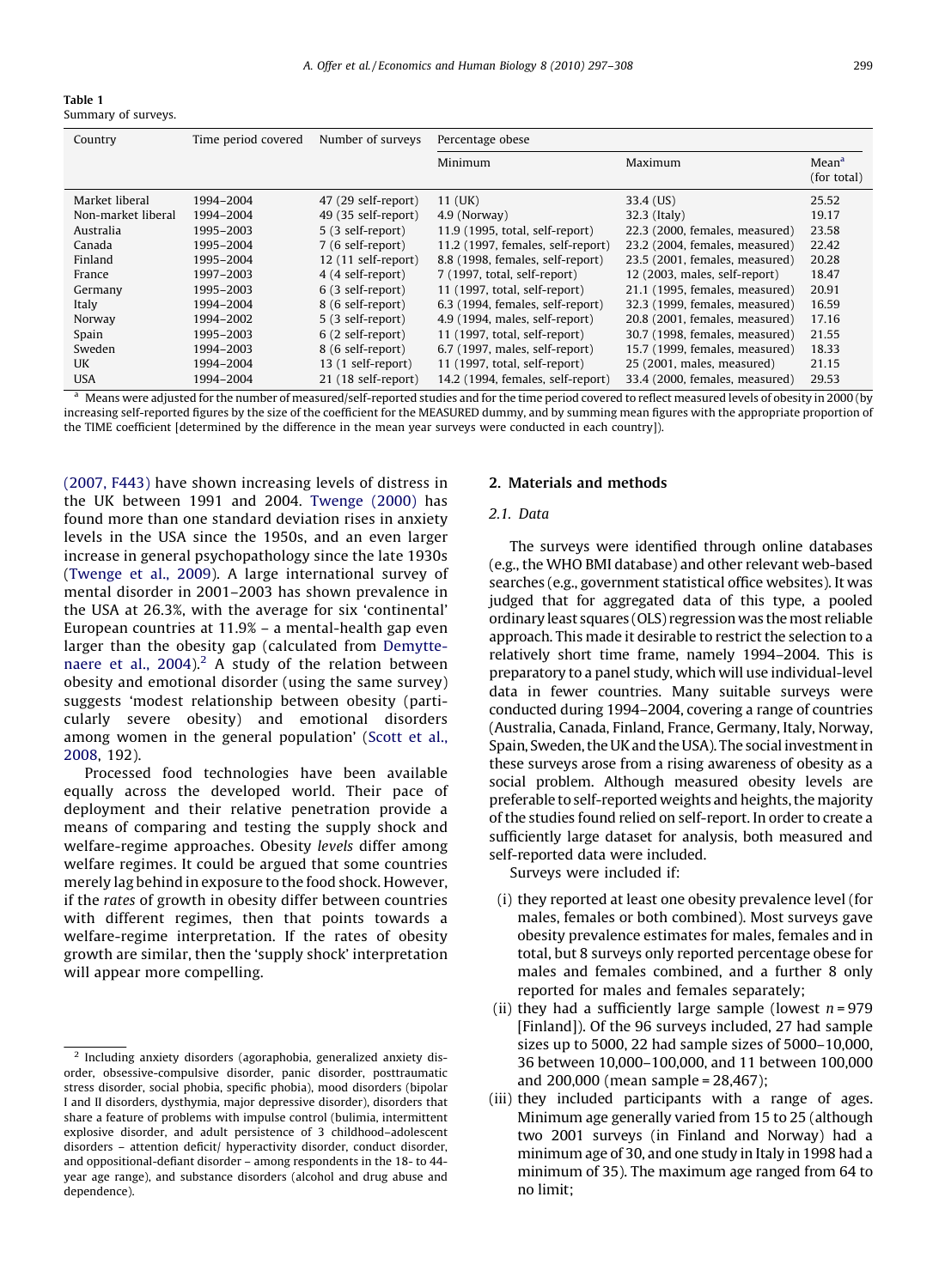**Table 1**
Summary of surveys.

| Country | Time period covered | Number of surveys | Percentage obese | | |
|---|---|---|---|---|---|
| | | | Minimum | Maximum | Mean[a] (for total) |
| Market liberal | 1994–2004 | 47 (29 self-report) | 11 (UK) | 33.4 (US) | 25.52 |
| Non-market liberal | 1994–2004 | 49 (35 self-report) | 4.9 (Norway) | 32.3 (Italy) | 19.17 |
| Australia | 1995–2003 | 5 (3 self-report) | 11.9 (1995, total, self-report) | 22.3 (2000, females, measured) | 23.58 |
| Canada | 1995–2004 | 7 (6 self-report) | 11.2 (1997, females, self-report) | 23.2 (2004, females, measured) | 22.42 |
| Finland | 1995–2004 | 12 (11 self-report) | 8.8 (1998, females, self-report) | 23.5 (2001, females, measured) | 20.28 |
| France | 1997–2003 | 4 (4 self-report) | 7 (1997, total, self-report) | 12 (2003, males, self-report) | 18.47 |
| Germany | 1995–2003 | 6 (3 self-report) | 11 (1997, total, self-report) | 21.1 (1995, females, measured) | 20.91 |
| Italy | 1994–2004 | 8 (6 self-report) | 6.3 (1994, females, self-report) | 32.3 (1999, females, measured) | 16.59 |
| Norway | 1994–2002 | 5 (3 self-report) | 4.9 (1994, males, self-report) | 20.8 (2001, females, measured) | 17.16 |
| Spain | 1995–2003 | 6 (2 self-report) | 11 (1997, total, self-report) | 30.7 (1998, females, measured) | 21.55 |
| Sweden | 1994–2003 | 8 (6 self-report) | 6.7 (1997, males, self-report) | 15.7 (1999, females, measured) | 18.33 |
| UK | 1994–2004 | 13 (1 self-report) | 11 (1997, total, self-report) | 25 (2001, males, measured) | 21.15 |
| USA | 1994–2004 | 21 (18 self-report) | 14.2 (1994, females, self-report) | 33.4 (2000, females, measured) | 29.53 |

[a] Means were adjusted for the number of measured/self-reported studies and for the time period covered to reflect measured levels of obesity in 2000 (by increasing self-reported figures by the size of the coefficient for the MEASURED dummy, and by summing mean figures with the appropriate proportion of the TIME coefficient [determined by the difference in the mean year surveys were conducted in each country]).

(2007, F443) have shown increasing levels of distress in the UK between 1991 and 2004. Twenge (2000) has found more than one standard deviation rises in anxiety levels in the USA since the 1950s, and an even larger increase in general psychopathology since the late 1930s (Twenge et al., 2009). A large international survey of mental disorder in 2001–2003 has shown prevalence in the USA at 26.3%, with the average for six 'continental' European countries at 11.9% – a mental-health gap even larger than the obesity gap (calculated from Demyttenaere et al., 2004).[2] A study of the relation between obesity and emotional disorder (using the same survey) suggests 'modest relationship between obesity (particularly severe obesity) and emotional disorders among women in the general population' (Scott et al., 2008, 192).

Processed food technologies have been available equally across the developed world. Their pace of deployment and their relative penetration provide a means of comparing and testing the supply shock and welfare-regime approaches. Obesity *levels* differ among welfare regimes. It could be argued that some countries merely lag behind in exposure to the food shock. However, if the *rates* of growth in obesity differ between countries with different regimes, then that points towards a welfare-regime interpretation. If the rates of obesity growth are similar, then the 'supply shock' interpretation will appear more compelling.

## 2. Materials and methods

### 2.1. Data

The surveys were identified through online databases (e.g., the WHO BMI database) and other relevant web-based searches (e.g., government statistical office websites). It was judged that for aggregated data of this type, a pooled ordinary least squares (OLS) regression was the most reliable approach. This made it desirable to restrict the selection to a relatively short time frame, namely 1994–2004. This is preparatory to a panel study, which will use individual-level data in fewer countries. Many suitable surveys were conducted during 1994–2004, covering a range of countries (Australia, Canada, Finland, France, Germany, Italy, Norway, Spain, Sweden, the UK and the USA). The social investment in these surveys arose from a rising awareness of obesity as a social problem. Although measured obesity levels are preferable to self-reported weights and heights, the majority of the studies found relied on self-report. In order to create a sufficiently large dataset for analysis, both measured and self-reported data were included.

Surveys were included if:

(i) they reported at least one obesity prevalence level (for males, females or both combined). Most surveys gave obesity prevalence estimates for males, females and in total, but 8 surveys only reported percentage obese for males and females combined, and a further 8 only reported for males and females separately;
(ii) they had a sufficiently large sample (lowest $n = 979$ [Finland]). Of the 96 surveys included, 27 had sample sizes up to 5000, 22 had sample sizes of 5000–10,000, 36 between 10,000–100,000, and 11 between 100,000 and 200,000 (mean sample = 28,467);
(iii) they included participants with a range of ages. Minimum age generally varied from 15 to 25 (although two 2001 surveys (in Finland and Norway) had a minimum age of 30, and one study in Italy in 1998 had a minimum of 35). The maximum age ranged from 64 to no limit;

[2] Including anxiety disorders (agoraphobia, generalized anxiety disorder, obsessive-compulsive disorder, panic disorder, posttraumatic stress disorder, social phobia, specific phobia), mood disorders (bipolar I and II disorders, dysthymia, major depressive disorder), disorders that share a feature of problems with impulse control (bulimia, intermittent explosive disorder, and adult persistence of 3 childhood–adolescent disorders – attention deficit/ hyperactivity disorder, conduct disorder, and oppositional-defiant disorder – among respondents in the 18- to 44-year age range), and substance disorders (alcohol and drug abuse and dependence).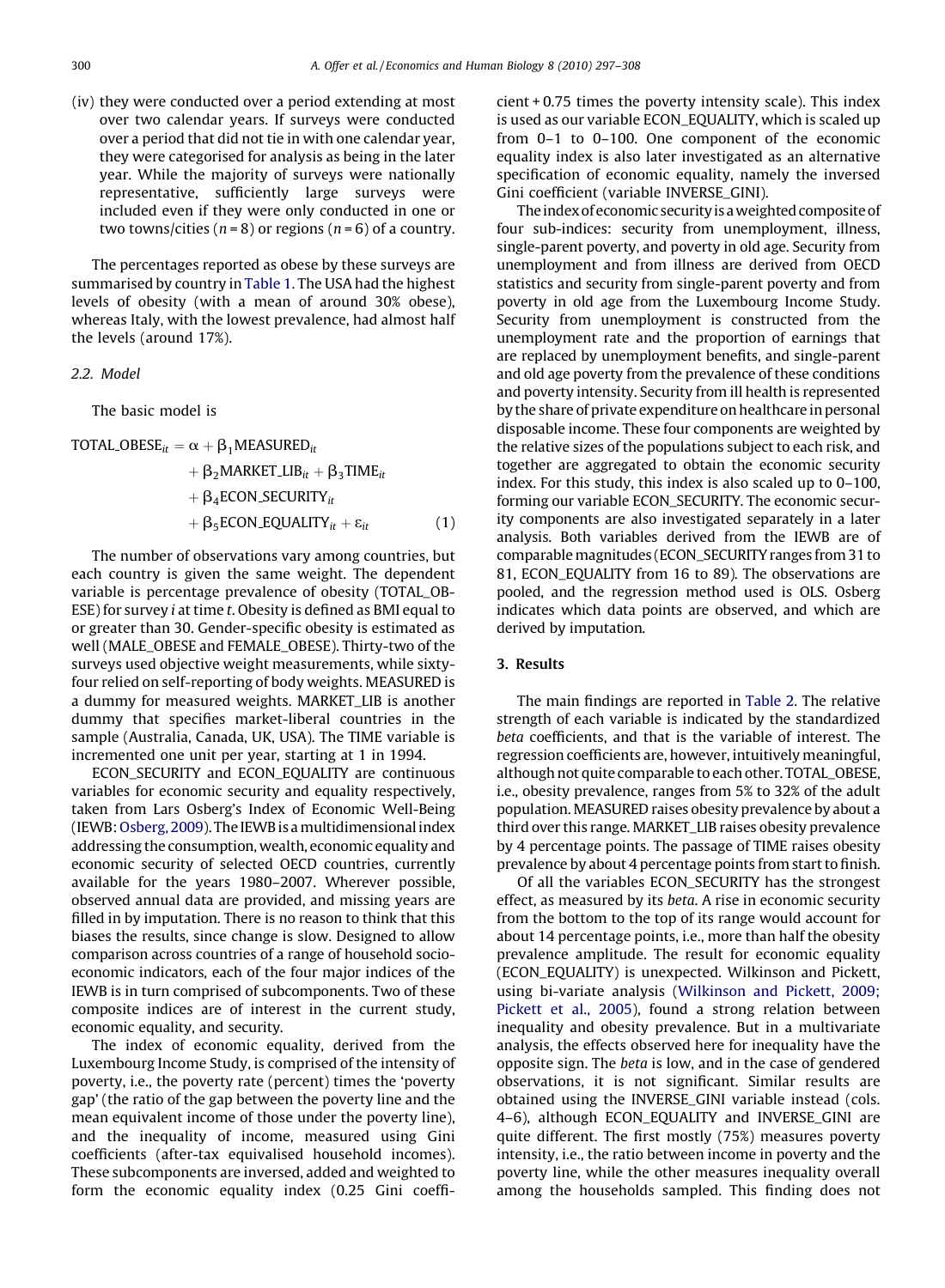(iv) they were conducted over a period extending at most over two calendar years. If surveys were conducted over a period that did not tie in with one calendar year, they were categorised for analysis as being in the later year. While the majority of surveys were nationally representative, sufficiently large surveys were included even if they were only conducted in one or two towns/cities ($n = 8$) or regions ($n = 6$) of a country.

The percentages reported as obese by these surveys are summarised by country in Table 1. The USA had the highest levels of obesity (with a mean of around 30% obese), whereas Italy, with the lowest prevalence, had almost half the levels (around 17%).

### 2.2. Model

The basic model is

$$\begin{aligned}\text{TOTAL\_OBESE}_{it} = \alpha &+ \beta_1\text{MEASURED}_{it} \\ &+ \beta_2\text{MARKET\_LIB}_{it} + \beta_3\text{TIME}_{it} \\ &+ \beta_4\text{ECON\_SECURITY}_{it} \\ &+ \beta_5\text{ECON\_EQUALITY}_{it} + \varepsilon_{it} \end{aligned} \qquad (1)$$

The number of observations vary among countries, but each country is given the same weight. The dependent variable is percentage prevalence of obesity (TOTAL_OBESE) for survey $i$ at time $t$. Obesity is defined as BMI equal to or greater than 30. Gender-specific obesity is estimated as well (MALE_OBESE and FEMALE_OBESE). Thirty-two of the surveys used objective weight measurements, while sixty-four relied on self-reporting of body weights. MEASURED is a dummy for measured weights. MARKET_LIB is another dummy that specifies market-liberal countries in the sample (Australia, Canada, UK, USA). The TIME variable is incremented one unit per year, starting at 1 in 1994.

ECON_SECURITY and ECON_EQUALITY are continuous variables for economic security and equality respectively, taken from Lars Osberg's Index of Economic Well-Being (IEWB: Osberg, 2009). The IEWB is a multidimensional index addressing the consumption, wealth, economic equality and economic security of selected OECD countries, currently available for the years 1980–2007. Wherever possible, observed annual data are provided, and missing years are filled in by imputation. There is no reason to think that this biases the results, since change is slow. Designed to allow comparison across countries of a range of household socio-economic indicators, each of the four major indices of the IEWB is in turn comprised of subcomponents. Two of these composite indices are of interest in the current study, economic equality, and security.

The index of economic equality, derived from the Luxembourg Income Study, is comprised of the intensity of poverty, i.e., the poverty rate (percent) times the 'poverty gap' (the ratio of the gap between the poverty line and the mean equivalent income of those under the poverty line), and the inequality of income, measured using Gini coefficients (after-tax equivalised household incomes). These subcomponents are inversed, added and weighted to form the economic equality index (0.25 Gini coefficient + 0.75 times the poverty intensity scale). This index is used as our variable ECON_EQUALITY, which is scaled up from 0–1 to 0–100. One component of the economic equality index is also later investigated as an alternative specification of economic equality, namely the inversed Gini coefficient (variable INVERSE_GINI).

The index of economic security is a weighted composite of four sub-indices: security from unemployment, illness, single-parent poverty, and poverty in old age. Security from unemployment and from illness are derived from OECD statistics and security from single-parent poverty and from poverty in old age from the Luxembourg Income Study. Security from unemployment is constructed from the unemployment rate and the proportion of earnings that are replaced by unemployment benefits, and single-parent and old age poverty from the prevalence of these conditions and poverty intensity. Security from ill health is represented by the share of private expenditure on healthcare in personal disposable income. These four components are weighted by the relative sizes of the populations subject to each risk, and together are aggregated to obtain the economic security index. For this study, this index is also scaled up to 0–100, forming our variable ECON_SECURITY. The economic security components are also investigated separately in a later analysis. Both variables derived from the IEWB are of comparable magnitudes (ECON_SECURITY ranges from 31 to 81, ECON_EQUALITY from 16 to 89). The observations are pooled, and the regression method used is OLS. Osberg indicates which data points are observed, and which are derived by imputation.

## 3. Results

The main findings are reported in Table 2. The relative strength of each variable is indicated by the standardized *beta* coefficients, and that is the variable of interest. The regression coefficients are, however, intuitively meaningful, although not quite comparable to each other. TOTAL_OBESE, i.e., obesity prevalence, ranges from 5% to 32% of the adult population. MEASURED raises obesity prevalence by about a third over this range. MARKET_LIB raises obesity prevalence by 4 percentage points. The passage of TIME raises obesity prevalence by about 4 percentage points from start to finish.

Of all the variables ECON_SECURITY has the strongest effect, as measured by its *beta*. A rise in economic security from the bottom to the top of its range would account for about 14 percentage points, i.e., more than half the obesity prevalence amplitude. The result for economic equality (ECON_EQUALITY) is unexpected. Wilkinson and Pickett, using bi-variate analysis (Wilkinson and Pickett, 2009; Pickett et al., 2005), found a strong relation between inequality and obesity prevalence. But in a multivariate analysis, the effects observed here for inequality have the opposite sign. The *beta* is low, and in the case of gendered observations, it is not significant. Similar results are obtained using the INVERSE_GINI variable instead (cols. 4–6), although ECON_EQUALITY and INVERSE_GINI are quite different. The first mostly (75%) measures poverty intensity, i.e., the ratio between income in poverty and the poverty line, while the other measures inequality overall among the households sampled. This finding does not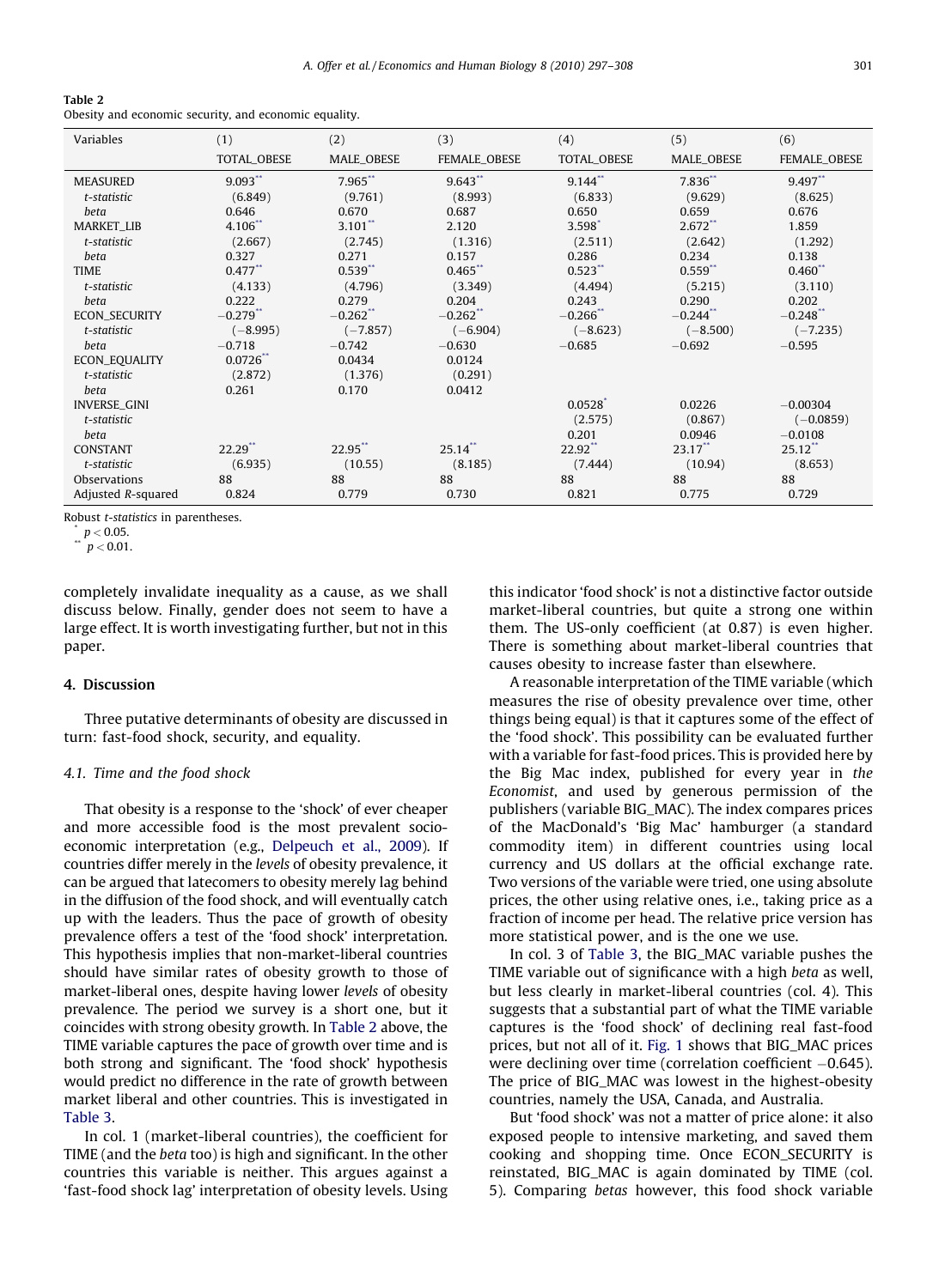**Table 2**
Obesity and economic security, and economic equality.

| Variables | (1) | (2) | (3) | (4) | (5) | (6) |
|---|---|---|---|---|---|---|
| | TOTAL_OBESE | MALE_OBESE | FEMALE_OBESE | TOTAL_OBESE | MALE_OBESE | FEMALE_OBESE |
| MEASURED | 9.093** | 7.965** | 9.643** | 9.144** | 7.836** | 9.497** |
| *t-statistic* | (6.849) | (9.761) | (8.993) | (6.833) | (9.629) | (8.625) |
| *beta* | 0.646 | 0.670 | 0.687 | 0.650 | 0.659 | 0.676 |
| MARKET_LIB | 4.106** | 3.101** | 2.120 | 3.598* | 2.672** | 1.859 |
| *t-statistic* | (2.667) | (2.745) | (1.316) | (2.511) | (2.642) | (1.292) |
| *beta* | 0.327 | 0.271 | 0.157 | 0.286 | 0.234 | 0.138 |
| TIME | 0.477** | 0.539** | 0.465** | 0.523** | 0.559** | 0.460** |
| *t-statistic* | (4.133) | (4.796) | (3.349) | (4.494) | (5.215) | (3.110) |
| *beta* | 0.222 | 0.279 | 0.204 | 0.243 | 0.290 | 0.202 |
| ECON_SECURITY | −0.279** | −0.262** | −0.262** | −0.266** | −0.244** | −0.248** |
| *t-statistic* | (−8.995) | (−7.857) | (−6.904) | (−8.623) | (−8.500) | (−7.235) |
| *beta* | −0.718 | −0.742 | −0.630 | −0.685 | −0.692 | −0.595 |
| ECON_EQUALITY | 0.0726** | 0.0434 | 0.0124 | | | |
| *t-statistic* | (2.872) | (1.376) | (0.291) | | | |
| *beta* | 0.261 | 0.170 | 0.0412 | | | |
| INVERSE_GINI | | | | 0.0528* | 0.0226 | −0.00304 |
| *t-statistic* | | | | (2.575) | (0.867) | (−0.0859) |
| *beta* | | | | 0.201 | 0.0946 | −0.0108 |
| CONSTANT | 22.29** | 22.95** | 25.14** | 22.92** | 23.17** | 25.12** |
| *t-statistic* | (6.935) | (10.55) | (8.185) | (7.444) | (10.94) | (8.653) |
| Observations | 88 | 88 | 88 | 88 | 88 | 88 |
| Adjusted *R*-squared | 0.824 | 0.779 | 0.730 | 0.821 | 0.775 | 0.729 |

Robust *t-statistics* in parentheses.
\* $p < 0.05$.
\*\* $p < 0.01$.

completely invalidate inequality as a cause, as we shall discuss below. Finally, gender does not seem to have a large effect. It is worth investigating further, but not in this paper.

## 4. Discussion

Three putative determinants of obesity are discussed in turn: fast-food shock, security, and equality.

### 4.1. Time and the food shock

That obesity is a response to the 'shock' of ever cheaper and more accessible food is the most prevalent socio-economic interpretation (e.g., Delpeuch et al., 2009). If countries differ merely in the *levels* of obesity prevalence, it can be argued that latecomers to obesity merely lag behind in the diffusion of the food shock, and will eventually catch up with the leaders. Thus the pace of growth of obesity prevalence offers a test of the 'food shock' interpretation. This hypothesis implies that non-market-liberal countries should have similar rates of obesity growth to those of market-liberal ones, despite having lower *levels* of obesity prevalence. The period we survey is a short one, but it coincides with strong obesity growth. In Table 2 above, the TIME variable captures the pace of growth over time and is both strong and significant. The 'food shock' hypothesis would predict no difference in the rate of growth between market liberal and other countries. This is investigated in Table 3.

In col. 1 (market-liberal countries), the coefficient for TIME (and the *beta* too) is high and significant. In the other countries this variable is neither. This argues against a 'fast-food shock lag' interpretation of obesity levels. Using this indicator 'food shock' is not a distinctive factor outside market-liberal countries, but quite a strong one within them. The US-only coefficient (at 0.87) is even higher. There is something about market-liberal countries that causes obesity to increase faster than elsewhere.

A reasonable interpretation of the TIME variable (which measures the rise of obesity prevalence over time, other things being equal) is that it captures some of the effect of the 'food shock'. This possibility can be evaluated further with a variable for fast-food prices. This is provided here by the Big Mac index, published for every year in *the Economist*, and used by generous permission of the publishers (variable BIG_MAC). The index compares prices of the MacDonald's 'Big Mac' hamburger (a standard commodity item) in different countries using local currency and US dollars at the official exchange rate. Two versions of the variable were tried, one using absolute prices, the other using relative ones, i.e., taking price as a fraction of income per head. The relative price version has more statistical power, and is the one we use.

In col. 3 of Table 3, the BIG_MAC variable pushes the TIME variable out of significance with a high *beta* as well, but less clearly in market-liberal countries (col. 4). This suggests that a substantial part of what the TIME variable captures is the 'food shock' of declining real fast-food prices, but not all of it. Fig. 1 shows that BIG_MAC prices were declining over time (correlation coefficient −0.645). The price of BIG_MAC was lowest in the highest-obesity countries, namely the USA, Canada, and Australia.

But 'food shock' was not a matter of price alone: it also exposed people to intensive marketing, and saved them cooking and shopping time. Once ECON_SECURITY is reinstated, BIG_MAC is again dominated by TIME (col. 5). Comparing *betas* however, this food shock variable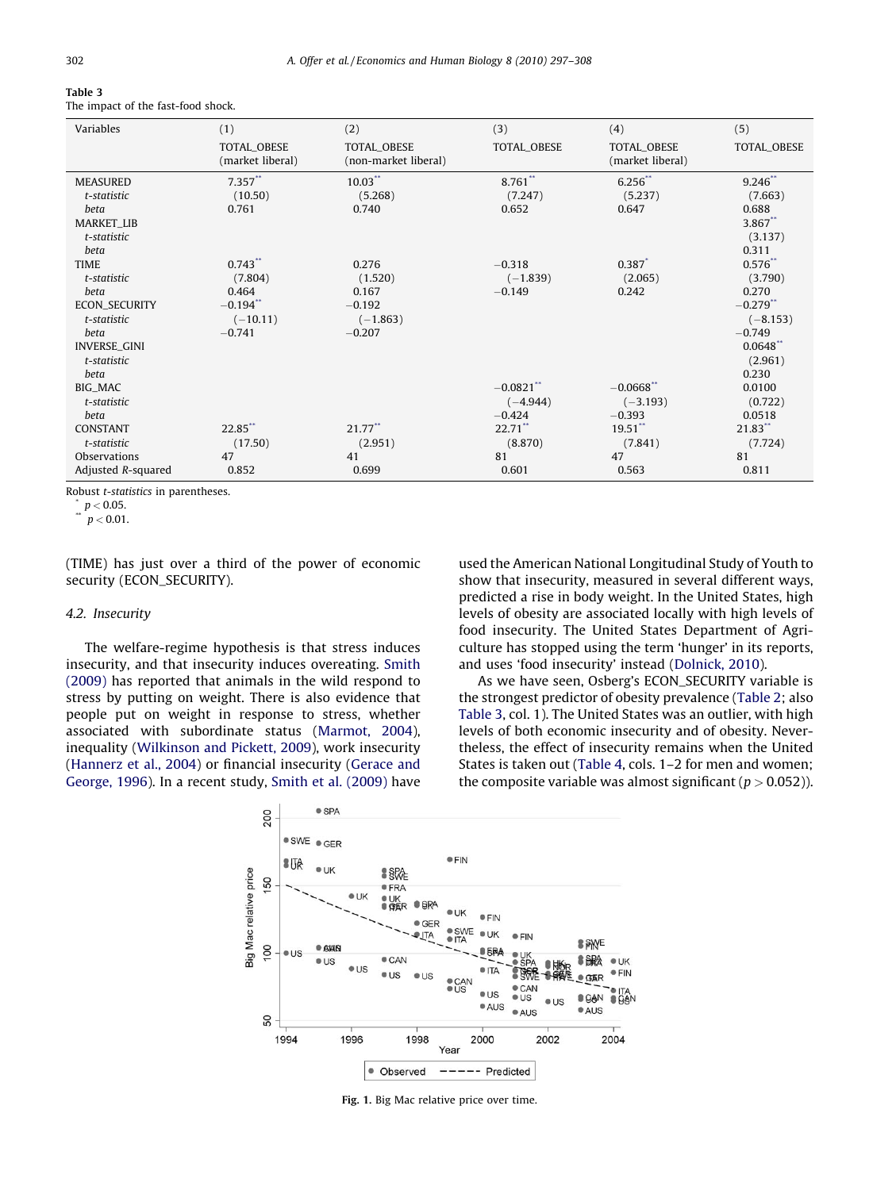**Table 3**
The impact of the fast-food shock.

| Variables | (1) TOTAL_OBESE (market liberal) | (2) TOTAL_OBESE (non-market liberal) | (3) TOTAL_OBESE | (4) TOTAL_OBESE (market liberal) | (5) TOTAL_OBESE |
|---|---|---|---|---|---|
| MEASURED | 7.357** | 10.03** | 8.761** | 6.256** | 9.246** |
| *t-statistic* | (10.50) | (5.268) | (7.247) | (5.237) | (7.663) |
| *beta* | 0.761 | 0.740 | 0.652 | 0.647 | 0.688 |
| MARKET_LIB | | | | | 3.867** |
| *t-statistic* | | | | | (3.137) |
| *beta* | | | | | 0.311 |
| TIME | 0.743** | 0.276 | −0.318 | 0.387* | 0.576** |
| *t-statistic* | (7.804) | (1.520) | (−1.839) | (2.065) | (3.790) |
| *beta* | 0.464 | 0.167 | −0.149 | 0.242 | 0.270 |
| ECON_SECURITY | −0.194** | −0.192 | | | −0.279** |
| *t-statistic* | (−10.11) | (−1.863) | | | (−8.153) |
| *beta* | −0.741 | −0.207 | | | −0.749 |
| INVERSE_GINI | | | | | 0.0648** |
| *t-statistic* | | | | | (2.961) |
| *beta* | | | | | 0.230 |
| BIG_MAC | | | −0.0821** | −0.0668** | 0.0100 |
| *t-statistic* | | | (−4.944) | (−3.193) | (0.722) |
| *beta* | | | −0.424 | −0.393 | 0.0518 |
| CONSTANT | 22.85** | 21.77** | 22.71** | 19.51** | 21.83** |
| *t-statistic* | (17.50) | (2.951) | (8.870) | (7.841) | (7.724) |
| Observations | 47 | 41 | 81 | 47 | 81 |
| Adjusted $R$-squared | 0.852 | 0.699 | 0.601 | 0.563 | 0.811 |

Robust *t*-statistics in parentheses.
\* $p < 0.05$.
\*\* $p < 0.01$.

(TIME) has just over a third of the power of economic security (ECON_SECURITY).

### 4.2. Insecurity

The welfare-regime hypothesis is that stress induces insecurity, and that insecurity induces overeating. Smith (2009) has reported that animals in the wild respond to stress by putting on weight. There is also evidence that people put on weight in response to stress, whether associated with subordinate status (Marmot, 2004), inequality (Wilkinson and Pickett, 2009), work insecurity (Hannerz et al., 2004) or financial insecurity (Gerace and George, 1996). In a recent study, Smith et al. (2009) have used the American National Longitudinal Study of Youth to show that insecurity, measured in several different ways, predicted a rise in body weight. In the United States, high levels of obesity are associated locally with high levels of food insecurity. The United States Department of Agriculture has stopped using the term 'hunger' in its reports, and uses 'food insecurity' instead (Dolnick, 2010).

As we have seen, Osberg's ECON_SECURITY variable is the strongest predictor of obesity prevalence (Table 2; also Table 3, col. 1). The United States was an outlier, with high levels of both economic insecurity and of obesity. Nevertheless, the effect of insecurity remains when the United States is taken out (Table 4, cols. 1–2 for men and women; the composite variable was almost significant ($p > 0.052$)).

**Fig. 1.** Big Mac relative price over time.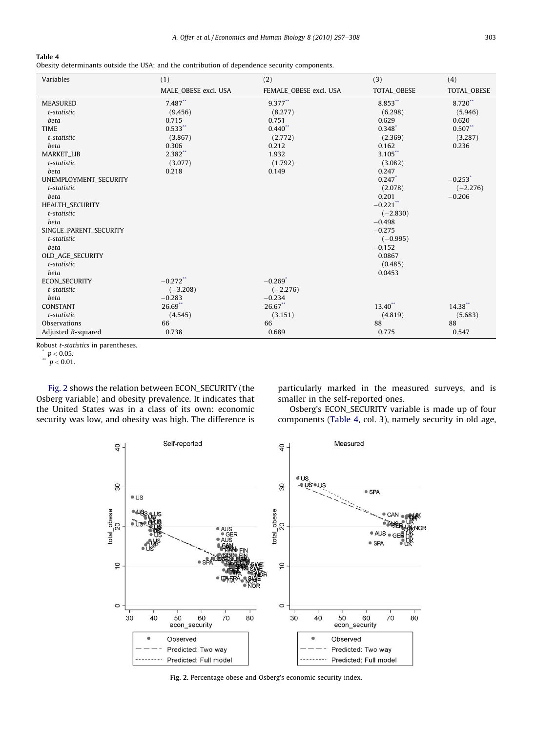**Table 4**
Obesity determinants outside the USA; and the contribution of dependence security components.

| Variables | (1) | (2) | (3) | (4) |
|---|---|---|---|---|
| | MALE_OBESE excl. USA | FEMALE_OBESE excl. USA | TOTAL_OBESE | TOTAL_OBESE |
| MEASURED | 7.487** | 9.377** | 8.853** | 8.720** |
| *t-statistic* | (9.456) | (8.277) | (6.298) | (5.946) |
| *beta* | 0.715 | 0.751 | 0.629 | 0.620 |
| TIME | 0.533** | 0.440** | 0.348* | 0.507** |
| *t-statistic* | (3.867) | (2.772) | (2.369) | (3.287) |
| *beta* | 0.306 | 0.212 | 0.162 | 0.236 |
| MARKET_LIB | 2.382** | 1.932 | 3.105** | |
| *t-statistic* | (3.077) | (1.792) | (3.082) | |
| *beta* | 0.218 | 0.149 | 0.247 | |
| UNEMPLOYMENT_SECURITY | | | 0.247* | −0.253* |
| *t-statistic* | | | (2.078) | (−2.276) |
| *beta* | | | 0.201 | −0.206 |
| HEALTH_SECURITY | | | −0.221** | |
| *t-statistic* | | | (−2.830) | |
| *beta* | | | −0.498 | |
| SINGLE_PARENT_SECURITY | | | −0.275 | |
| *t-statistic* | | | (−0.995) | |
| *beta* | | | −0.152 | |
| OLD_AGE_SECURITY | | | 0.0867 | |
| *t-statistic* | | | (0.485) | |
| *beta* | | | 0.0453 | |
| ECON_SECURITY | −0.272** | −0.269* | | |
| *t-statistic* | (−3.208) | (−2.276) | | |
| *beta* | −0.283 | −0.234 | | |
| CONSTANT | 26.69** | 26.67** | 13.40** | 14.38** |
| *t-statistic* | (4.545) | (3.151) | (4.819) | (5.683) |
| Observations | 66 | 66 | 88 | 88 |
| Adjusted *R*-squared | 0.738 | 0.689 | 0.775 | 0.547 |

Robust *t-statistics* in parentheses.
\* $p < 0.05$.
\*\* $p < 0.01$.

Fig. 2 shows the relation between ECON_SECURITY (the Osberg variable) and obesity prevalence. It indicates that the United States was in a class of its own: economic security was low, and obesity was high. The difference is particularly marked in the measured surveys, and is smaller in the self-reported ones.

Osberg's ECON_SECURITY variable is made up of four components (Table 4, col. 3), namely security in old age,

**Fig. 2.** Percentage obese and Osberg's economic security index.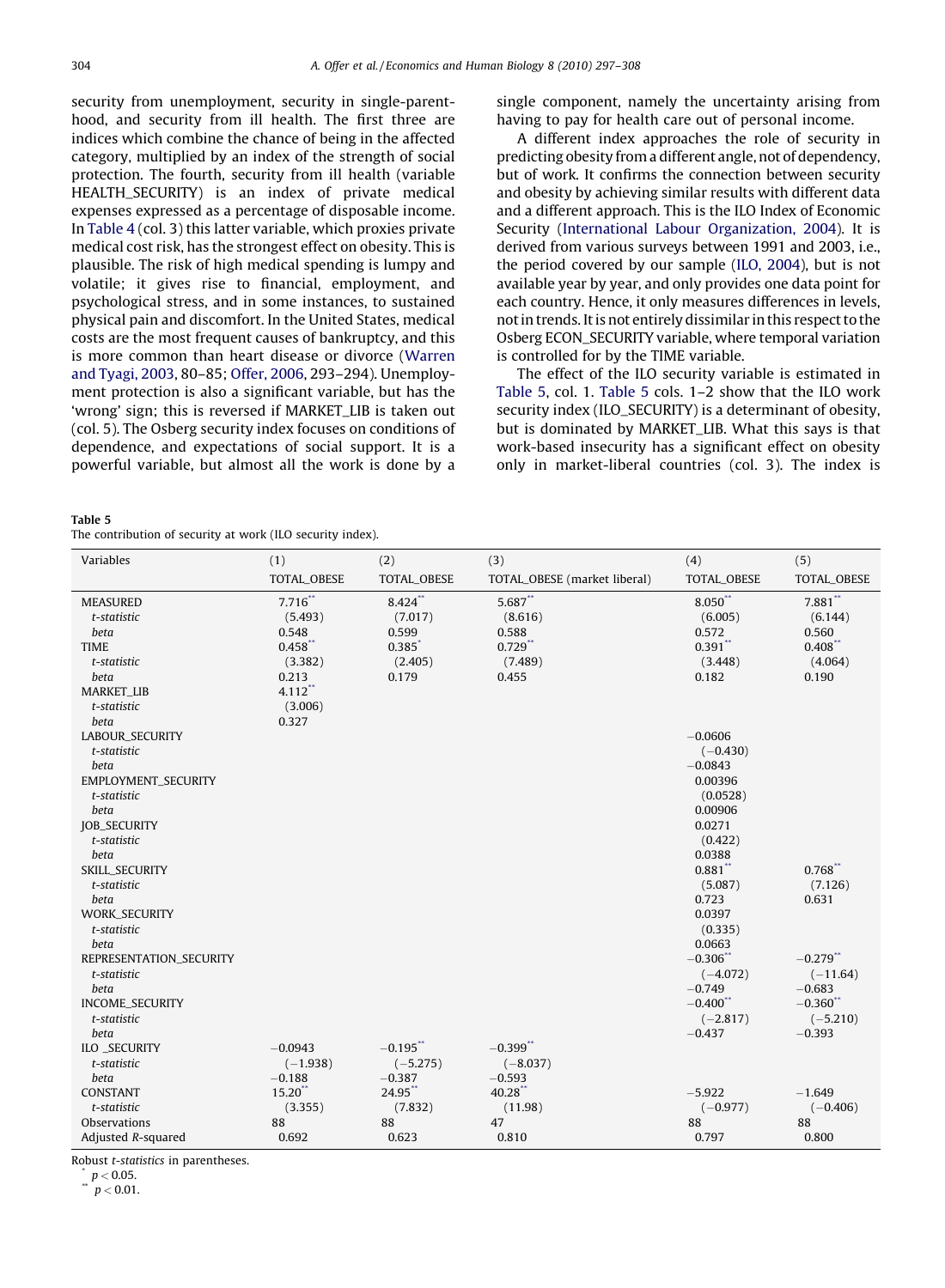security from unemployment, security in single-parenthood, and security from ill health. The first three are indices which combine the chance of being in the affected category, multiplied by an index of the strength of social protection. The fourth, security from ill health (variable HEALTH_SECURITY) is an index of private medical expenses expressed as a percentage of disposable income. In Table 4 (col. 3) this latter variable, which proxies private medical cost risk, has the strongest effect on obesity. This is plausible. The risk of high medical spending is lumpy and volatile; it gives rise to financial, employment, and psychological stress, and in some instances, to sustained physical pain and discomfort. In the United States, medical costs are the most frequent causes of bankruptcy, and this is more common than heart disease or divorce (Warren and Tyagi, 2003, 80–85; Offer, 2006, 293–294). Unemployment protection is also a significant variable, but has the 'wrong' sign; this is reversed if MARKET_LIB is taken out (col. 5). The Osberg security index focuses on conditions of dependence, and expectations of social support. It is a powerful variable, but almost all the work is done by a single component, namely the uncertainty arising from having to pay for health care out of personal income.

A different index approaches the role of security in predicting obesity from a different angle, not of dependency, but of work. It confirms the connection between security and obesity by achieving similar results with different data and a different approach. This is the ILO Index of Economic Security (International Labour Organization, 2004). It is derived from various surveys between 1991 and 2003, i.e., the period covered by our sample (ILO, 2004), but is not available year by year, and only provides one data point for each country. Hence, it only measures differences in levels, not in trends. It is not entirely dissimilar in this respect to the Osberg ECON_SECURITY variable, where temporal variation is controlled for by the TIME variable.

The effect of the ILO security variable is estimated in Table 5, col. 1. Table 5 cols. 1–2 show that the ILO work security index (ILO_SECURITY) is a determinant of obesity, but is dominated by MARKET_LIB. What this says is that work-based insecurity has a significant effect on obesity only in market-liberal countries (col. 3). The index is

**Table 5**
The contribution of security at work (ILO security index).

| Variables | (1) TOTAL_OBESE | (2) TOTAL_OBESE | (3) TOTAL_OBESE (market liberal) | (4) TOTAL_OBESE | (5) TOTAL_OBESE |
|---|---|---|---|---|---|
| MEASURED | 7.716** | 8.424** | 5.687** | 8.050** | 7.881** |
| *t-statistic* | (5.493) | (7.017) | (8.616) | (6.005) | (6.144) |
| *beta* | 0.548 | 0.599 | 0.588 | 0.572 | 0.560 |
| TIME | 0.458** | 0.385* | 0.729** | 0.391** | 0.408** |
| *t-statistic* | (3.382) | (2.405) | (7.489) | (3.448) | (4.064) |
| *beta* | 0.213 | 0.179 | 0.455 | 0.182 | 0.190 |
| MARKET_LIB | 4.112** | | | | |
| *t-statistic* | (3.006) | | | | |
| *beta* | 0.327 | | | | |
| LABOUR_SECURITY | | | | −0.0606 | |
| *t-statistic* | | | | (−0.430) | |
| *beta* | | | | −0.0843 | |
| EMPLOYMENT_SECURITY | | | | 0.00396 | |
| *t-statistic* | | | | (0.0528) | |
| *beta* | | | | 0.00906 | |
| JOB_SECURITY | | | | 0.0271 | |
| *t-statistic* | | | | (0.422) | |
| *beta* | | | | 0.0388 | |
| SKILL_SECURITY | | | | 0.881** | 0.768** |
| *t-statistic* | | | | (5.087) | (7.126) |
| *beta* | | | | 0.723 | 0.631 |
| WORK_SECURITY | | | | 0.0397 | |
| *t-statistic* | | | | (0.335) | |
| *beta* | | | | 0.0663 | |
| REPRESENTATION_SECURITY | | | | −0.306** | −0.279** |
| *t-statistic* | | | | (−4.072) | (−11.64) |
| *beta* | | | | −0.749 | −0.683 |
| INCOME_SECURITY | | | | −0.400** | −0.360** |
| *t-statistic* | | | | (−2.817) | (−5.210) |
| *beta* | | | | −0.437 | −0.393 |
| ILO _SECURITY | −0.0943 | −0.195** | −0.399** | | |
| *t-statistic* | (−1.938) | (−5.275) | (−8.037) | | |
| *beta* | −0.188 | −0.387 | −0.593 | | |
| CONSTANT | 15.20** | 24.95** | 40.28** | −5.922 | −1.649 |
| *t-statistic* | (3.355) | (7.832) | (11.98) | (−0.977) | (−0.406) |
| Observations | 88 | 88 | 47 | 88 | 88 |
| Adjusted $R$-squared | 0.692 | 0.623 | 0.810 | 0.797 | 0.800 |

Robust *t-statistics* in parentheses.
* $p < 0.05$.
** $p < 0.01$.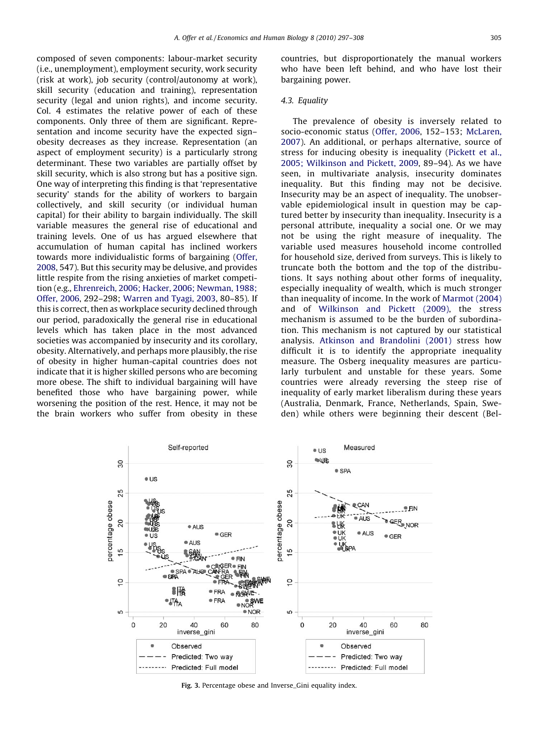composed of seven components: labour-market security (i.e., unemployment), employment security, work security (risk at work), job security (control/autonomy at work), skill security (education and training), representation security (legal and union rights), and income security. Col. 4 estimates the relative power of each of these components. Only three of them are significant. Representation and income security have the expected sign–obesity decreases as they increase. Representation (an aspect of employment security) is a particularly strong determinant. These two variables are partially offset by skill security, which is also strong but has a positive sign. One way of interpreting this finding is that 'representative security' stands for the ability of workers to bargain collectively, and skill security (or individual human capital) for their ability to bargain individually. The skill variable measures the general rise of educational and training levels. One of us has argued elsewhere that accumulation of human capital has inclined workers towards more individualistic forms of bargaining (Offer, 2008, 547). But this security may be delusive, and provides little respite from the rising anxieties of market competition (e.g., Ehrenreich, 2006; Hacker, 2006; Newman, 1988; Offer, 2006, 292–298; Warren and Tyagi, 2003, 80–85). If this is correct, then as workplace security declined through our period, paradoxically the general rise in educational levels which has taken place in the most advanced societies was accompanied by insecurity and its corollary, obesity. Alternatively, and perhaps more plausibly, the rise of obesity in higher human-capital countries does not indicate that it is higher skilled persons who are becoming more obese. The shift to individual bargaining will have benefited those who have bargaining power, while worsening the position of the rest. Hence, it may not be the brain workers who suffer from obesity in these countries, but disproportionately the manual workers who have been left behind, and who have lost their bargaining power.

### 4.3. Equality

The prevalence of obesity is inversely related to socio-economic status (Offer, 2006, 152–153; McLaren, 2007). An additional, or perhaps alternative, source of stress for inducing obesity is inequality (Pickett et al., 2005; Wilkinson and Pickett, 2009, 89–94). As we have seen, in multivariate analysis, insecurity dominates inequality. But this finding may not be decisive. Insecurity may be an aspect of inequality. The unobservable epidemiological insult in question may be captured better by insecurity than inequality. Insecurity is a personal attribute, inequality a social one. Or we may not be using the right measure of inequality. The variable used measures household income controlled for household size, derived from surveys. This is likely to truncate both the bottom and the top of the distributions. It says nothing about other forms of inequality, especially inequality of wealth, which is much stronger than inequality of income. In the work of Marmot (2004) and of Wilkinson and Pickett (2009), the stress mechanism is assumed to be the burden of subordination. This mechanism is not captured by our statistical analysis. Atkinson and Brandolini (2001) stress how difficult it is to identify the appropriate inequality measure. The Osberg inequality measures are particularly turbulent and unstable for these years. Some countries were already reversing the steep rise of inequality of early market liberalism during these years (Australia, Denmark, France, Netherlands, Spain, Sweden) while others were beginning their descent (Bel-

Fig. 3. Percentage obese and Inverse_Gini equality index.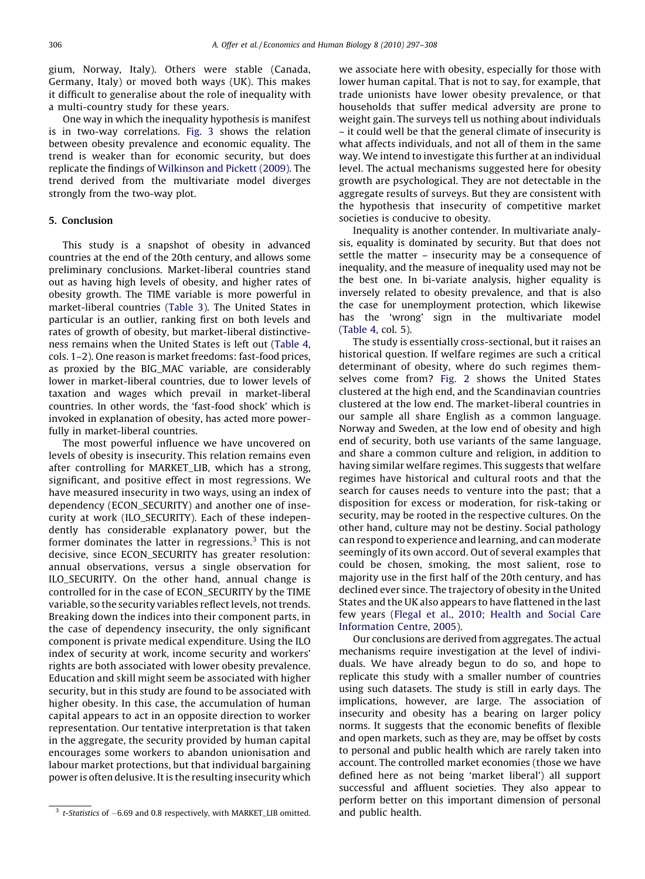gium, Norway, Italy). Others were stable (Canada, Germany, Italy) or moved both ways (UK). This makes it difficult to generalise about the role of inequality with a multi-country study for these years.

One way in which the inequality hypothesis is manifest is in two-way correlations. Fig. 3 shows the relation between obesity prevalence and economic equality. The trend is weaker than for economic security, but does replicate the findings of Wilkinson and Pickett (2009). The trend derived from the multivariate model diverges strongly from the two-way plot.

## 5. Conclusion

This study is a snapshot of obesity in advanced countries at the end of the 20th century, and allows some preliminary conclusions. Market-liberal countries stand out as having high levels of obesity, and higher rates of obesity growth. The TIME variable is more powerful in market-liberal countries (Table 3). The United States in particular is an outlier, ranking first on both levels and rates of growth of obesity, but market-liberal distinctiveness remains when the United States is left out (Table 4, cols. 1–2). One reason is market freedoms: fast-food prices, as proxied by the BIG_MAC variable, are considerably lower in market-liberal countries, due to lower levels of taxation and wages which prevail in market-liberal countries. In other words, the 'fast-food shock' which is invoked in explanation of obesity, has acted more powerfully in market-liberal countries.

The most powerful influence we have uncovered on levels of obesity is insecurity. This relation remains even after controlling for MARKET_LIB, which has a strong, significant, and positive effect in most regressions. We have measured insecurity in two ways, using an index of dependency (ECON_SECURITY) and another one of insecurity at work (ILO_SECURITY). Each of these independently has considerable explanatory power, but the former dominates the latter in regressions.[3] This is not decisive, since ECON_SECURITY has greater resolution: annual observations, versus a single observation for ILO_SECURITY. On the other hand, annual change is controlled for in the case of ECON_SECURITY by the TIME variable, so the security variables reflect levels, not trends. Breaking down the indices into their component parts, in the case of dependency insecurity, the only significant component is private medical expenditure. Using the ILO index of security at work, income security and workers' rights are both associated with lower obesity prevalence. Education and skill might seem be associated with higher security, but in this study are found to be associated with higher obesity. In this case, the accumulation of human capital appears to act in an opposite direction to worker representation. Our tentative interpretation is that taken in the aggregate, the security provided by human capital encourages some workers to abandon unionisation and labour market protections, but that individual bargaining power is often delusive. It is the resulting insecurity which we associate here with obesity, especially for those with lower human capital. That is not to say, for example, that trade unionists have lower obesity prevalence, or that households that suffer medical adversity are prone to weight gain. The surveys tell us nothing about individuals – it could well be that the general climate of insecurity is what affects individuals, and not all of them in the same way. We intend to investigate this further at an individual level. The actual mechanisms suggested here for obesity growth are psychological. They are not detectable in the aggregate results of surveys. But they are consistent with the hypothesis that insecurity of competitive market societies is conducive to obesity.

Inequality is another contender. In multivariate analysis, equality is dominated by security. But that does not settle the matter – insecurity may be a consequence of inequality, and the measure of inequality used may not be the best one. In bi-variate analysis, higher equality is inversely related to obesity prevalence, and that is also the case for unemployment protection, which likewise has the 'wrong' sign in the multivariate model (Table 4, col. 5).

The study is essentially cross-sectional, but it raises an historical question. If welfare regimes are such a critical determinant of obesity, where do such regimes themselves come from? Fig. 2 shows the United States clustered at the high end, and the Scandinavian countries clustered at the low end. The market-liberal countries in our sample all share English as a common language. Norway and Sweden, at the low end of obesity and high end of security, both use variants of the same language, and share a common culture and religion, in addition to having similar welfare regimes. This suggests that welfare regimes have historical and cultural roots and that the search for causes needs to venture into the past; that a disposition for excess or moderation, for risk-taking or security, may be rooted in the respective cultures. On the other hand, culture may not be destiny. Social pathology can respond to experience and learning, and can moderate seemingly of its own accord. Out of several examples that could be chosen, smoking, the most salient, rose to majority use in the first half of the 20th century, and has declined ever since. The trajectory of obesity in the United States and the UK also appears to have flattened in the last few years (Flegal et al., 2010; Health and Social Care Information Centre, 2005).

Our conclusions are derived from aggregates. The actual mechanisms require investigation at the level of individuals. We have already begun to do so, and hope to replicate this study with a smaller number of countries using such datasets. The study is still in early days. The implications, however, are large. The association of insecurity and obesity has a bearing on larger policy norms. It suggests that the economic benefits of flexible and open markets, such as they are, may be offset by costs to personal and public health which are rarely taken into account. The controlled market economies (those we have defined here as not being 'market liberal') all support successful and affluent societies. They also appear to perform better on this important dimension of personal and public health.

[3] *t-Statistics* of −6.69 and 0.8 respectively, with MARKET_LIB omitted.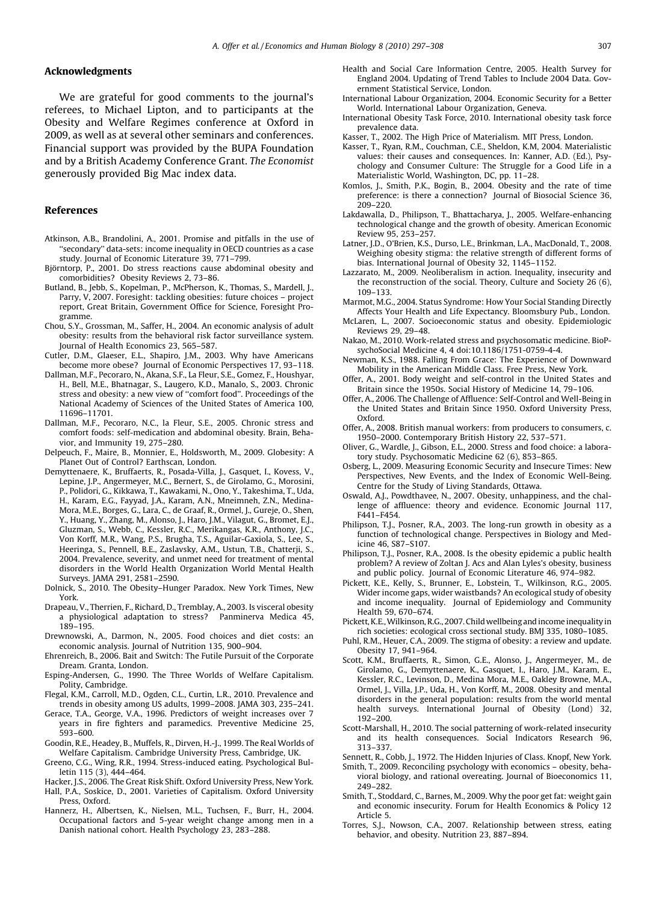## Acknowledgments

We are grateful for good comments to the journal's referees, to Michael Lipton, and to participants at the Obesity and Welfare Regimes conference at Oxford in 2009, as well as at several other seminars and conferences. Financial support was provided by the BUPA Foundation and by a British Academy Conference Grant. *The Economist* generously provided Big Mac index data.

## References

Atkinson, A.B., Brandolini, A., 2001. Promise and pitfalls in the use of ''secondary'' data-sets: income inequality in OECD countries as a case study. Journal of Economic Literature 39, 771–799.

Björntorp, P., 2001. Do stress reactions cause abdominal obesity and comorbidities? Obesity Reviews 2, 73–86.

Butland, B., Jebb, S., Kopelman, P., McPherson, K., Thomas, S., Mardell, J., Parry, V, 2007. Foresight: tackling obesities: future choices – project report, Great Britain, Government Office for Science, Foresight Programme.

Chou, S.Y., Grossman, M., Saffer, H., 2004. An economic analysis of adult obesity: results from the behavioral risk factor surveillance system. Journal of Health Economics 23, 565–587.

Cutler, D.M., Glaeser, E.L., Shapiro, J.M., 2003. Why have Americans become more obese? Journal of Economic Perspectives 17, 93–118.

Dallman, M.F., Pecoraro, N., Akana, S.F., La Fleur, S.E., Gomez, F., Houshyar, H., Bell, M.E., Bhatnagar, S., Laugero, K.D., Manalo, S., 2003. Chronic stress and obesity: a new view of ''comfort food''. Proceedings of the National Academy of Sciences of the United States of America 100, 11696–11701.

Dallman, M.F., Pecoraro, N.C., la Fleur, S.E., 2005. Chronic stress and comfort foods: self-medication and abdominal obesity. Brain, Behavior, and Immunity 19, 275–280.

Delpeuch, F., Maire, B., Monnier, E., Holdsworth, M., 2009. Globesity: A Planet Out of Control? Earthscan, London.

Demyttenaere, K., Bruffaerts, R., Posada-Villa, J., Gasquet, I., Kovess, V., Lepine, J.P., Angermeyer, M.C., Bernert, S., de Girolamo, G., Morosini, P., Polidori, G., Kikkawa, T., Kawakami, N., Ono, Y., Takeshima, T., Uda, H., Karam, E.G., Fayyad, J.A., Karam, A.N., Mneimneh, Z.N., Medina-Mora, M.E., Borges, G., Lara, C., de Graaf, R., Ormel, J., Gureje, O., Shen, Y., Huang, Y., Zhang, M., Alonso, J., Haro, J.M., Vilagut, G., Bromet, E.J., Gluzman, S., Webb, C., Kessler, R.C., Merikangas, K.R., Anthony, J.C., Von Korff, M.R., Wang, P.S., Brugha, T.S., Aguilar-Gaxiola, S., Lee, S., Heeringa, S., Pennell, B.E., Zaslavsky, A.M., Ustun, T.B., Chatterji, S., 2004. Prevalence, severity, and unmet need for treatment of mental disorders in the World Health Organization World Mental Health Surveys. JAMA 291, 2581–2590.

Dolnick, S., 2010. The Obesity–Hunger Paradox. New York Times, New York.

Drapeau, V., Therrien, F., Richard, D., Tremblay, A., 2003. Is visceral obesity a physiological adaptation to stress? Panminerva Medica 45, 189–195.

Drewnowski, A., Darmon, N., 2005. Food choices and diet costs: an economic analysis. Journal of Nutrition 135, 900–904.

Ehrenreich, B., 2006. Bait and Switch: The Futile Pursuit of the Corporate Dream. Granta, London.

Esping-Andersen, G., 1990. The Three Worlds of Welfare Capitalism. Polity, Cambridge.

Flegal, K.M., Carroll, M.D., Ogden, C.L., Curtin, L.R., 2010. Prevalence and trends in obesity among US adults, 1999–2008. JAMA 303, 235–241.

Gerace, T.A., George, V.A., 1996. Predictors of weight increases over 7 years in fire fighters and paramedics. Preventive Medicine 25, 593–600.

Goodin, R.E., Headey, B., Muffels, R., Dirven, H.-J., 1999. The Real Worlds of Welfare Capitalism. Cambridge University Press, Cambridge, UK.

Greeno, C.G., Wing, R.R., 1994. Stress-induced eating. Psychological Bulletin 115 (3), 444–464.

Hacker, J.S., 2006. The Great Risk Shift. Oxford University Press, New York.

Hall, P.A., Soskice, D., 2001. Varieties of Capitalism. Oxford University Press, Oxford.

Hannerz, H., Albertsen, K., Nielsen, M.L., Tuchsen, F., Burr, H., 2004. Occupational factors and 5-year weight change among men in a Danish national cohort. Health Psychology 23, 283–288.

Health and Social Care Information Centre, 2005. Health Survey for England 2004. Updating of Trend Tables to Include 2004 Data. Government Statistical Service, London.

International Labour Organization, 2004. Economic Security for a Better World. International Labour Organization, Geneva.

International Obesity Task Force, 2010. International obesity task force prevalence data.

Kasser, T., 2002. The High Price of Materialism. MIT Press, London.

Kasser, T., Ryan, R.M., Couchman, C.E., Sheldon, K.M, 2004. Materialistic values: their causes and consequences. In: Kanner, A.D. (Ed.), Psychology and Consumer Culture: The Struggle for a Good Life in a Materialistic World, Washington, DC, pp. 11–28.

Komlos, J., Smith, P.K., Bogin, B., 2004. Obesity and the rate of time preference: is there a connection? Journal of Biosocial Science 36, 209–220.

Lakdawalla, D., Philipson, T., Bhattacharya, J., 2005. Welfare-enhancing technological change and the growth of obesity. American Economic Review 95, 253–257.

Latner, J.D., O'Brien, K.S., Durso, L.E., Brinkman, L.A., MacDonald, T., 2008. Weighing obesity stigma: the relative strength of different forms of bias. International Journal of Obesity 32, 1145–1152.

Lazzarato, M., 2009. Neoliberalism in action. Inequality, insecurity and the reconstruction of the social. Theory, Culture and Society 26 (6), 109–133.

Marmot, M.G., 2004. Status Syndrome: How Your Social Standing Directly Affects Your Health and Life Expectancy. Bloomsbury Pub., London.

McLaren, L., 2007. Socioeconomic status and obesity. Epidemiologic Reviews 29, 29–48.

Nakao, M., 2010. Work-related stress and psychosomatic medicine. BioPsychoSocial Medicine 4, 4 doi:10.1186/1751-0759-4-4.

Newman, K.S., 1988. Falling From Grace: The Experience of Downward Mobility in the American Middle Class. Free Press, New York.

Offer, A., 2001. Body weight and self-control in the United States and Britain since the 1950s. Social History of Medicine 14, 79–106.

Offer, A., 2006. The Challenge of Affluence: Self-Control and Well-Being in the United States and Britain Since 1950. Oxford University Press, Oxford.

Offer, A., 2008. British manual workers: from producers to consumers, c. 1950–2000. Contemporary British History 22, 537–571.

Oliver, G., Wardle, J., Gibson, E.L., 2000. Stress and food choice: a laboratory study. Psychosomatic Medicine 62 (6), 853–865.

Osberg, L., 2009. Measuring Economic Security and Insecure Times: New Perspectives, New Events, and the Index of Economic Well-Being. Centre for the Study of Living Standards, Ottawa.

Oswald, A.J., Powdthavee, N., 2007. Obesity, unhappiness, and the challenge of affluence: theory and evidence. Economic Journal 117, F441–F454.

Philipson, T.J., Posner, R.A., 2003. The long-run growth in obesity as a function of technological change. Perspectives in Biology and Medicine 46, S87–S107.

Philipson, T.J., Posner, R.A., 2008. Is the obesity epidemic a public health problem? A review of Zoltan J. Acs and Alan Lyles's obesity, business and public policy. Journal of Economic Literature 46, 974–982.

Pickett, K.E., Kelly, S., Brunner, E., Lobstein, T., Wilkinson, R.G., 2005. Wider income gaps, wider waistbands? An ecological study of obesity and income inequality. Journal of Epidemiology and Community Health 59, 670–674.

Pickett, K.E., Wilkinson, R.G., 2007. Child wellbeing and income inequality in rich societies: ecological cross sectional study. BMJ 335, 1080–1085.

Puhl, R.M., Heuer, C.A., 2009. The stigma of obesity: a review and update. Obesity 17, 941–964.

Scott, K.M., Bruffaerts, R., Simon, G.E., Alonso, J., Angermeyer, M., de Girolamo, G., Demyttenaere, K., Gasquet, I., Haro, J.M., Karam, E., Kessler, R.C., Levinson, D., Medina Mora, M.E., Oakley Browne, M.A., Ormel, J., Villa, J.P., Uda, H., Von Korff, M., 2008. Obesity and mental disorders in the general population: results from the world mental health surveys. International Journal of Obesity (Lond) 32, 192–200.

Scott-Marshall, H., 2010. The social patterning of work-related insecurity and its health consequences. Social Indicators Research 96, 313–337.

Sennett, R., Cobb, J., 1972. The Hidden Injuries of Class. Knopf, New York.

Smith, T., 2009. Reconciling psychology with economics – obesity, behavioral biology, and rational overeating. Journal of Bioeconomics 11, 249–282.

Smith, T., Stoddard, C., Barnes, M., 2009. Why the poor get fat: weight gain and economic insecurity. Forum for Health Economics & Policy 12 Article 5.

Torres, S.J., Nowson, C.A., 2007. Relationship between stress, eating behavior, and obesity. Nutrition 23, 887–894.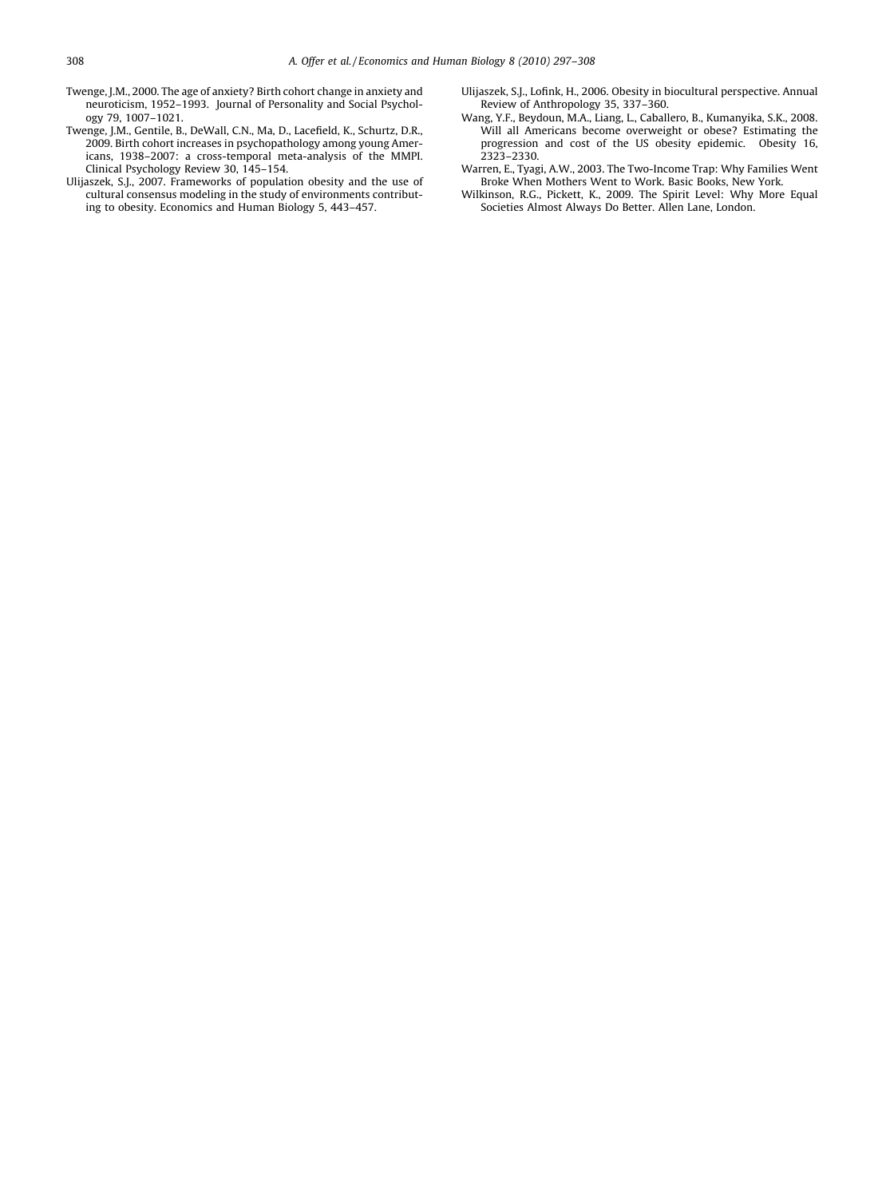Twenge, J.M., 2000. The age of anxiety? Birth cohort change in anxiety and neuroticism, 1952–1993. Journal of Personality and Social Psychology 79, 1007–1021.

Twenge, J.M., Gentile, B., DeWall, C.N., Ma, D., Lacefield, K., Schurtz, D.R., 2009. Birth cohort increases in psychopathology among young Americans, 1938–2007: a cross-temporal meta-analysis of the MMPI. Clinical Psychology Review 30, 145–154.

Ulijaszek, S.J., 2007. Frameworks of population obesity and the use of cultural consensus modeling in the study of environments contributing to obesity. Economics and Human Biology 5, 443–457.

Ulijaszek, S.J., Lofink, H., 2006. Obesity in biocultural perspective. Annual Review of Anthropology 35, 337–360.

Wang, Y.F., Beydoun, M.A., Liang, L., Caballero, B., Kumanyika, S.K., 2008. Will all Americans become overweight or obese? Estimating the progression and cost of the US obesity epidemic. Obesity 16, 2323–2330.

Warren, E., Tyagi, A.W., 2003. The Two-Income Trap: Why Families Went Broke When Mothers Went to Work. Basic Books, New York.

Wilkinson, R.G., Pickett, K., 2009. The Spirit Level: Why More Equal Societies Almost Always Do Better. Allen Lane, London.